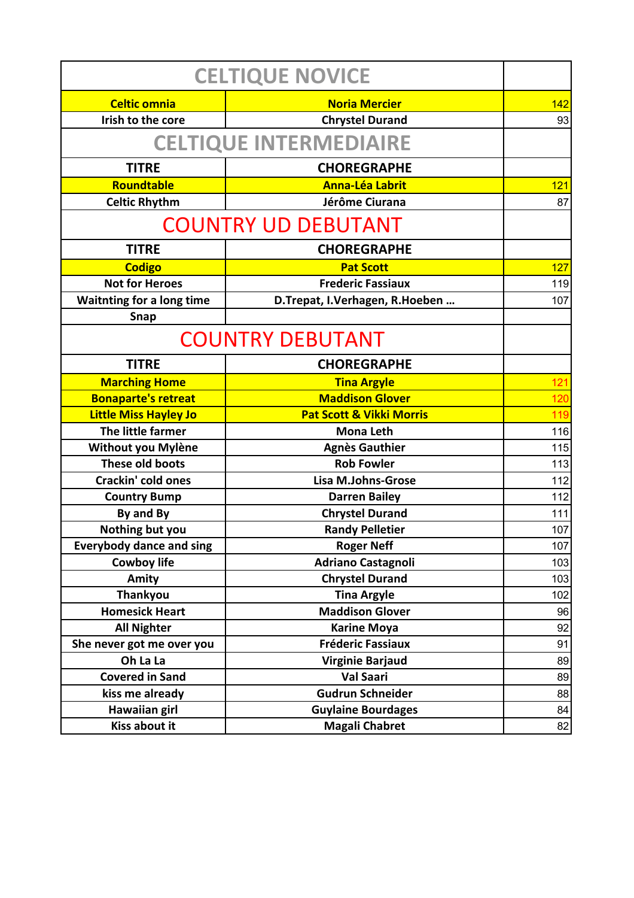| CELTIQUE NOVICE | | |
|---|---|---|
| Celtic omnia | Noria Mercier | 142 |
| Irish to the core | Chrystel Durand | 93 |
| **CELTIQUE INTERMEDIAIRE** | | |
| **TITRE** | **CHOREGRAPHE** | |
| Roundtable | Anna-Léa Labrit | 121 |
| Celtic Rhythm | Jérôme Ciurana | 87 |
| **COUNTRY UD DEBUTANT** | | |
| **TITRE** | **CHOREGRAPHE** | |
| Codigo | Pat Scott | 127 |
| Not for Heroes | Frederic Fassiaux | 119 |
| Waitnting for a long time | D.Trepat, I.Verhagen, R.Hoeben … | 107 |
| Snap | | |
| **COUNTRY DEBUTANT** | | |
| **TITRE** | **CHOREGRAPHE** | |
| Marching Home | Tina Argyle | 121 |
| Bonaparte's retreat | Maddison Glover | 120 |
| Little Miss Hayley Jo | Pat Scott & Vikki Morris | 119 |
| The little farmer | Mona Leth | 116 |
| Without you Mylène | Agnès Gauthier | 115 |
| These old boots | Rob Fowler | 113 |
| Crackin' cold ones | Lisa M.Johns-Grose | 112 |
| Country Bump | Darren Bailey | 112 |
| By and By | Chrystel Durand | 111 |
| Nothing but you | Randy Pelletier | 107 |
| Everybody dance and sing | Roger Neff | 107 |
| Cowboy life | Adriano Castagnoli | 103 |
| Amity | Chrystel Durand | 103 |
| Thankyou | Tina Argyle | 102 |
| Homesick Heart | Maddison Glover | 96 |
| All Nighter | Karine Moya | 92 |
| She never got me over you | Fréderic Fassiaux | 91 |
| Oh La La | Virginie Barjaud | 89 |
| Covered in Sand | Val Saari | 89 |
| kiss me already | Gudrun Schneider | 88 |
| Hawaiian girl | Guylaine Bourdages | 84 |
| Kiss about it | Magali Chabret | 82 |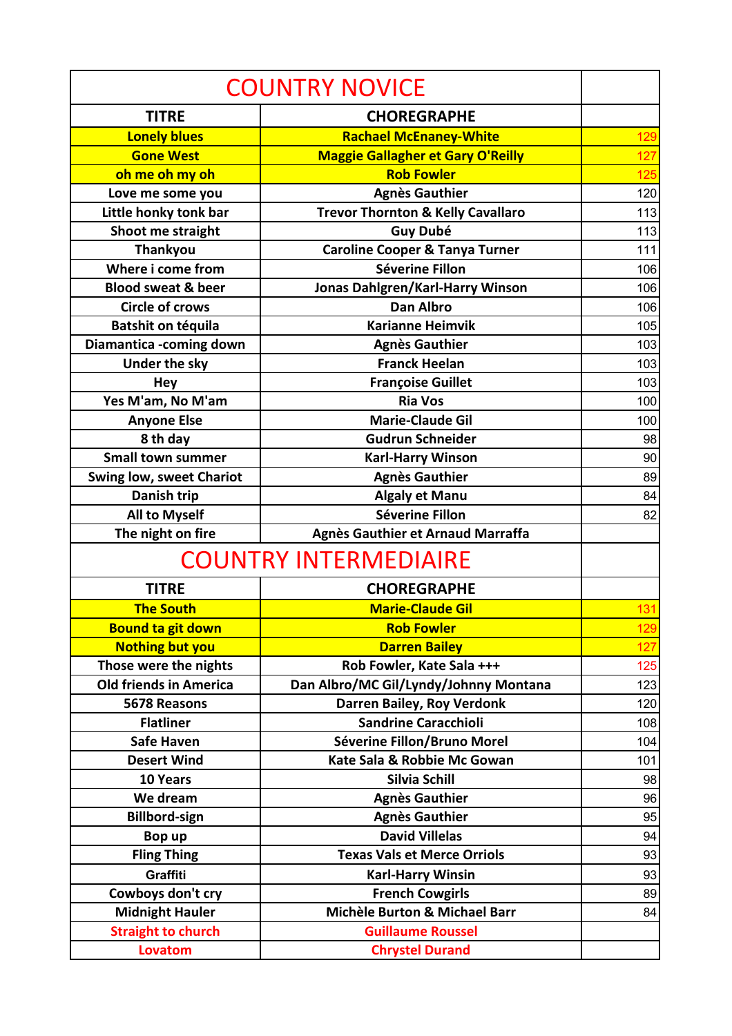| COUNTRY NOVICE | | |
|---|---|---|
| **TITRE** | **CHOREGRAPHE** | |
| **Lonely blues** | **Rachael McEnaney-White** | 129 |
| **Gone West** | **Maggie Gallagher et Gary O'Reilly** | 127 |
| **oh me oh my oh** | **Rob Fowler** | 125 |
| **Love me some you** | **Agnès Gauthier** | 120 |
| **Little honky tonk bar** | **Trevor Thornton & Kelly Cavallaro** | 113 |
| **Shoot me straight** | **Guy Dubé** | 113 |
| **Thankyou** | **Caroline Cooper & Tanya Turner** | 111 |
| **Where i come from** | **Séverine Fillon** | 106 |
| **Blood sweat & beer** | **Jonas Dahlgren/Karl-Harry Winson** | 106 |
| **Circle of crows** | **Dan Albro** | 106 |
| **Batshit on téquila** | **Karianne Heimvik** | 105 |
| **Diamantica -coming down** | **Agnès Gauthier** | 103 |
| **Under the sky** | **Franck Heelan** | 103 |
| **Hey** | **Françoise Guillet** | 103 |
| **Yes M'am, No M'am** | **Ria Vos** | 100 |
| **Anyone Else** | **Marie-Claude Gil** | 100 |
| **8 th day** | **Gudrun Schneider** | 98 |
| **Small town summer** | **Karl-Harry Winson** | 90 |
| **Swing low, sweet Chariot** | **Agnès Gauthier** | 89 |
| **Danish trip** | **Algaly et Manu** | 84 |
| **All to Myself** | **Séverine Fillon** | 82 |
| **The night on fire** | **Agnès Gauthier et Arnaud Marraffa** | |

| COUNTRY INTERMEDIAIRE | | |
|---|---|---|
| **TITRE** | **CHOREGRAPHE** | |
| **The South** | **Marie-Claude Gil** | 131 |
| **Bound ta git down** | **Rob Fowler** | 129 |
| **Nothing but you** | **Darren Bailey** | 127 |
| **Those were the nights** | **Rob Fowler, Kate Sala +++** | 125 |
| **Old friends in America** | **Dan Albro/MC Gil/Lyndy/Johnny Montana** | 123 |
| **5678 Reasons** | **Darren Bailey, Roy Verdonk** | 120 |
| **Flatliner** | **Sandrine Caracchioli** | 108 |
| **Safe Haven** | **Séverine Fillon/Bruno Morel** | 104 |
| **Desert Wind** | **Kate Sala & Robbie Mc Gowan** | 101 |
| **10 Years** | **Silvia Schill** | 98 |
| **We dream** | **Agnès Gauthier** | 96 |
| **Billbord-sign** | **Agnès Gauthier** | 95 |
| **Bop up** | **David Villelas** | 94 |
| **Fling Thing** | **Texas Vals et Merce Orriols** | 93 |
| **Graffiti** | **Karl-Harry Winsin** | 93 |
| **Cowboys don't cry** | **French Cowgirls** | 89 |
| **Midnight Hauler** | **Michèle Burton & Michael Barr** | 84 |
| **Straight to church** | **Guillaume Roussel** | |
| **Lovatom** | **Chrystel Durand** | |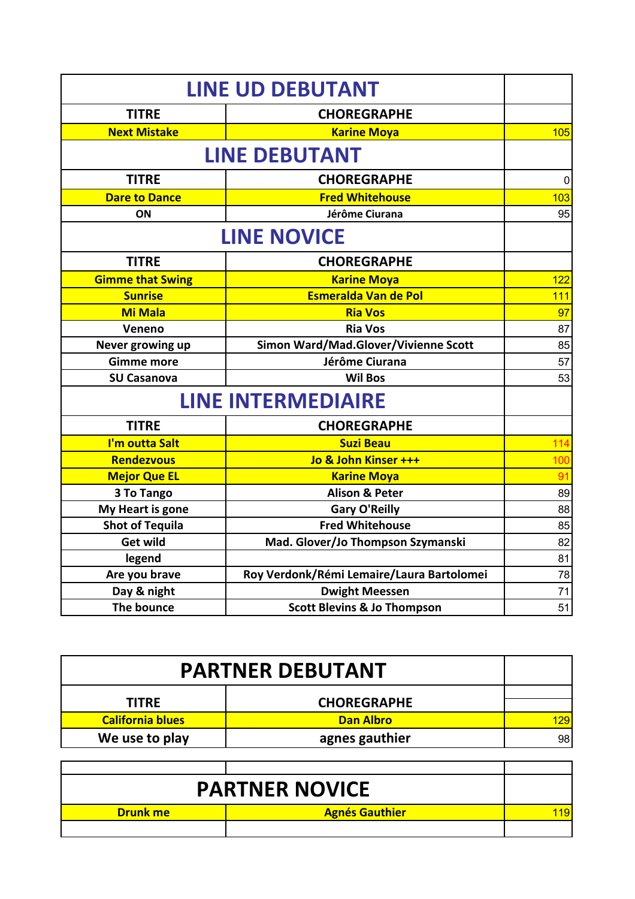| LINE UD DEBUTANT | | |
|---|---|---|
| TITRE | CHOREGRAPHE | |
| Next Mistake | Karine Moya | 105 |
| **LINE DEBUTANT** | | |
| TITRE | CHOREGRAPHE | 0 |
| Dare to Dance | Fred Whitehouse | 103 |
| ON | Jérôme Ciurana | 95 |
| **LINE NOVICE** | | |
| TITRE | CHOREGRAPHE | |
| Gimme that Swing | Karine Moya | 122 |
| Sunrise | Esmeralda Van de Pol | 111 |
| Mi Mala | Ria Vos | 97 |
| Veneno | Ria Vos | 87 |
| Never growing up | Simon Ward/Mad.Glover/Vivienne Scott | 85 |
| Gimme more | Jérôme Ciurana | 57 |
| SU Casanova | Wil Bos | 53 |
| **LINE INTERMEDIAIRE** | | |
| TITRE | CHOREGRAPHE | |
| I'm outta Salt | Suzi Beau | 114 |
| Rendezvous | Jo & John Kinser +++ | 100 |
| Mejor Que EL | Karine Moya | 91 |
| 3 To Tango | Alison & Peter | 89 |
| My Heart is gone | Gary O'Reilly | 88 |
| Shot of Tequila | Fred Whitehouse | 85 |
| Get wild | Mad. Glover/Jo Thompson Szymanski | 82 |
| legend | | 81 |
| Are you brave | Roy Verdonk/Rémi Lemaire/Laura Bartolomei | 78 |
| Day & night | Dwight Meessen | 71 |
| The bounce | Scott Blevins & Jo Thompson | 51 |

| PARTNER DEBUTANT | | |
|---|---|---|
| TITRE | CHOREGRAPHE | |
| California blues | Dan Albro | 129 |
| We use to play | agnes gauthier | 98 |

| | | |
|---|---|---|
| **PARTNER NOVICE** | | |
| Drunk me | Agnés Gauthier | 119 |
| | | |